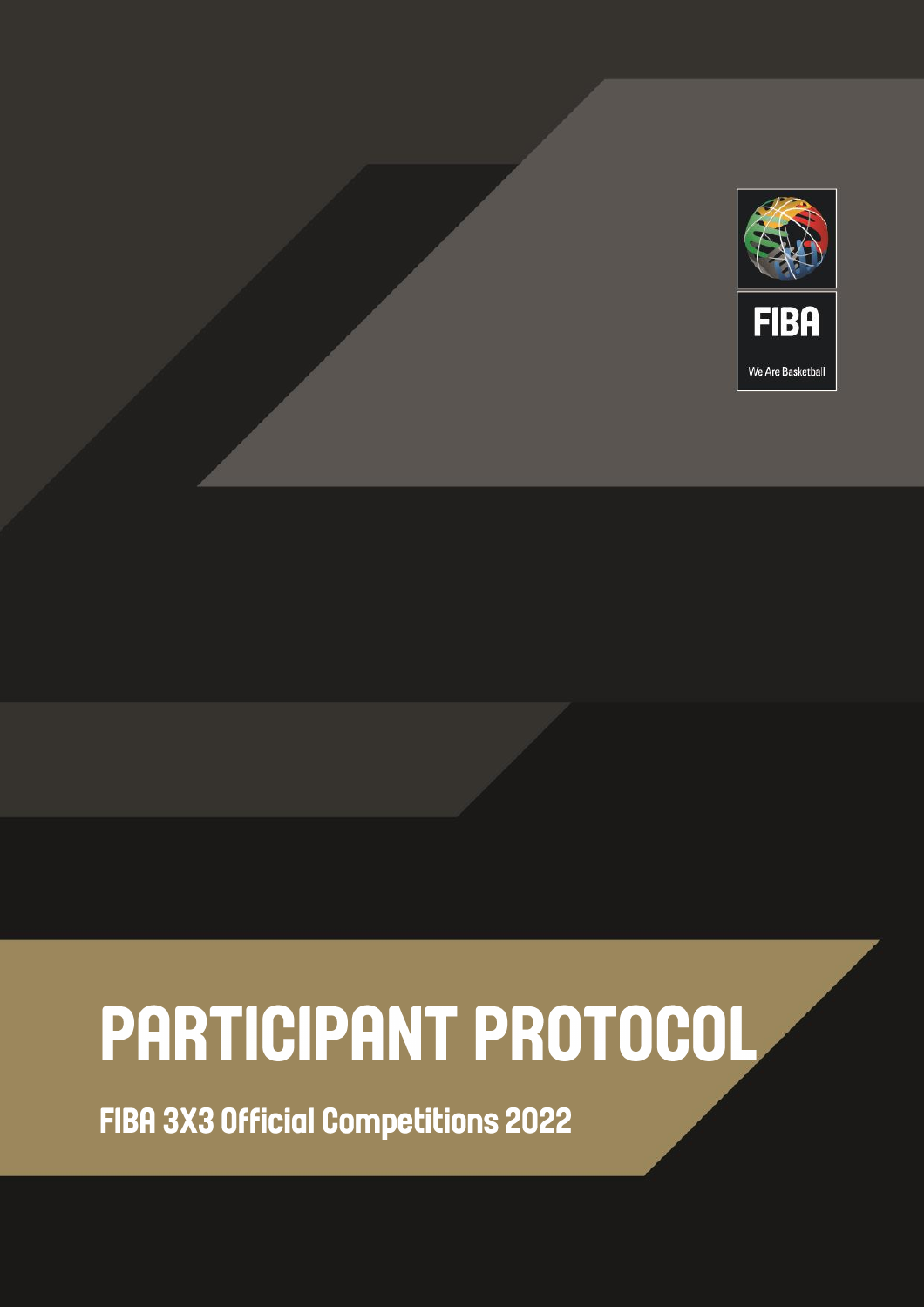FIBA

We Are Basketball

# PARTICIPANT PROTOCOL

## FIBA 3X3 Official Competitions 2022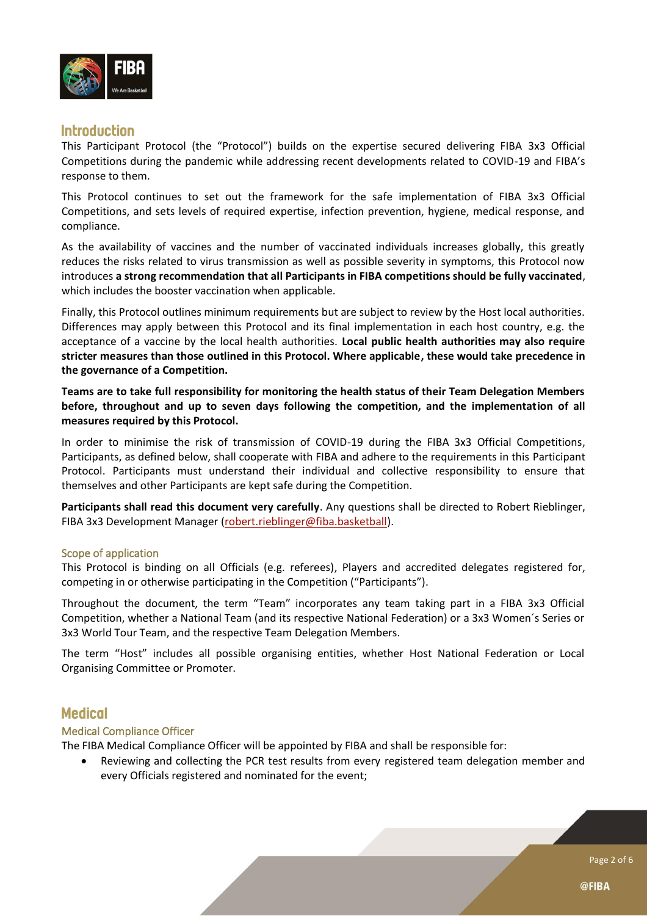## Introduction

This Participant Protocol (the "Protocol") builds on the expertise secured delivering FIBA 3x3 Official Competitions during the pandemic while addressing recent developments related to COVID-19 and FIBA's response to them.

This Protocol continues to set out the framework for the safe implementation of FIBA 3x3 Official Competitions, and sets levels of required expertise, infection prevention, hygiene, medical response, and compliance.

As the availability of vaccines and the number of vaccinated individuals increases globally, this greatly reduces the risks related to virus transmission as well as possible severity in symptoms, this Protocol now introduces **a strong recommendation that all Participants in FIBA competitions should be fully vaccinated**, which includes the booster vaccination when applicable.

Finally, this Protocol outlines minimum requirements but are subject to review by the Host local authorities. Differences may apply between this Protocol and its final implementation in each host country, e.g. the acceptance of a vaccine by the local health authorities. **Local public health authorities may also require stricter measures than those outlined in this Protocol. Where applicable, these would take precedence in the governance of a Competition.**

**Teams are to take full responsibility for monitoring the health status of their Team Delegation Members before, throughout and up to seven days following the competition, and the implementation of all measures required by this Protocol.**

In order to minimise the risk of transmission of COVID-19 during the FIBA 3x3 Official Competitions, Participants, as defined below, shall cooperate with FIBA and adhere to the requirements in this Participant Protocol. Participants must understand their individual and collective responsibility to ensure that themselves and other Participants are kept safe during the Competition.

**Participants shall read this document very carefully**. Any questions shall be directed to Robert Rieblinger, FIBA 3x3 Development Manager (robert.rieblinger@fiba.basketball).

### Scope of application

This Protocol is binding on all Officials (e.g. referees), Players and accredited delegates registered for, competing in or otherwise participating in the Competition ("Participants").

Throughout the document, the term "Team" incorporates any team taking part in a FIBA 3x3 Official Competition, whether a National Team (and its respective National Federation) or a 3x3 Women´s Series or 3x3 World Tour Team, and the respective Team Delegation Members.

The term "Host" includes all possible organising entities, whether Host National Federation or Local Organising Committee or Promoter.

## Medical

### Medical Compliance Officer

The FIBA Medical Compliance Officer will be appointed by FIBA and shall be responsible for:

- Reviewing and collecting the PCR test results from every registered team delegation member and every Officials registered and nominated for the event;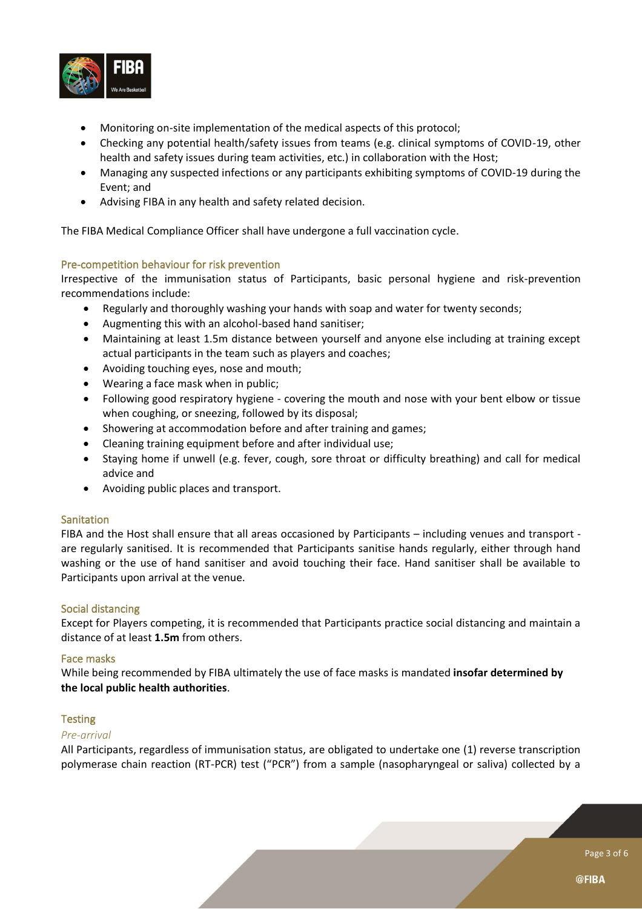- Monitoring on-site implementation of the medical aspects of this protocol;
- Checking any potential health/safety issues from teams (e.g. clinical symptoms of COVID-19, other health and safety issues during team activities, etc.) in collaboration with the Host;
- Managing any suspected infections or any participants exhibiting symptoms of COVID-19 during the Event; and
- Advising FIBA in any health and safety related decision.

The FIBA Medical Compliance Officer shall have undergone a full vaccination cycle.

### Pre-competition behaviour for risk prevention

Irrespective of the immunisation status of Participants, basic personal hygiene and risk-prevention recommendations include:

- Regularly and thoroughly washing your hands with soap and water for twenty seconds;
- Augmenting this with an alcohol-based hand sanitiser;
- Maintaining at least 1.5m distance between yourself and anyone else including at training except actual participants in the team such as players and coaches;
- Avoiding touching eyes, nose and mouth;
- Wearing a face mask when in public;
- Following good respiratory hygiene - covering the mouth and nose with your bent elbow or tissue when coughing, or sneezing, followed by its disposal;
- Showering at accommodation before and after training and games;
- Cleaning training equipment before and after individual use;
- Staying home if unwell (e.g. fever, cough, sore throat or difficulty breathing) and call for medical advice and
- Avoiding public places and transport.

### Sanitation

FIBA and the Host shall ensure that all areas occasioned by Participants – including venues and transport - are regularly sanitised. It is recommended that Participants sanitise hands regularly, either through hand washing or the use of hand sanitiser and avoid touching their face. Hand sanitiser shall be available to Participants upon arrival at the venue.

### Social distancing

Except for Players competing, it is recommended that Participants practice social distancing and maintain a distance of at least **1.5m** from others.

### Face masks

While being recommended by FIBA ultimately the use of face masks is mandated **insofar determined by the local public health authorities**.

### Testing

*Pre-arrival*

All Participants, regardless of immunisation status, are obligated to undertake one (1) reverse transcription polymerase chain reaction (RT-PCR) test ("PCR") from a sample (nasopharyngeal or saliva) collected by a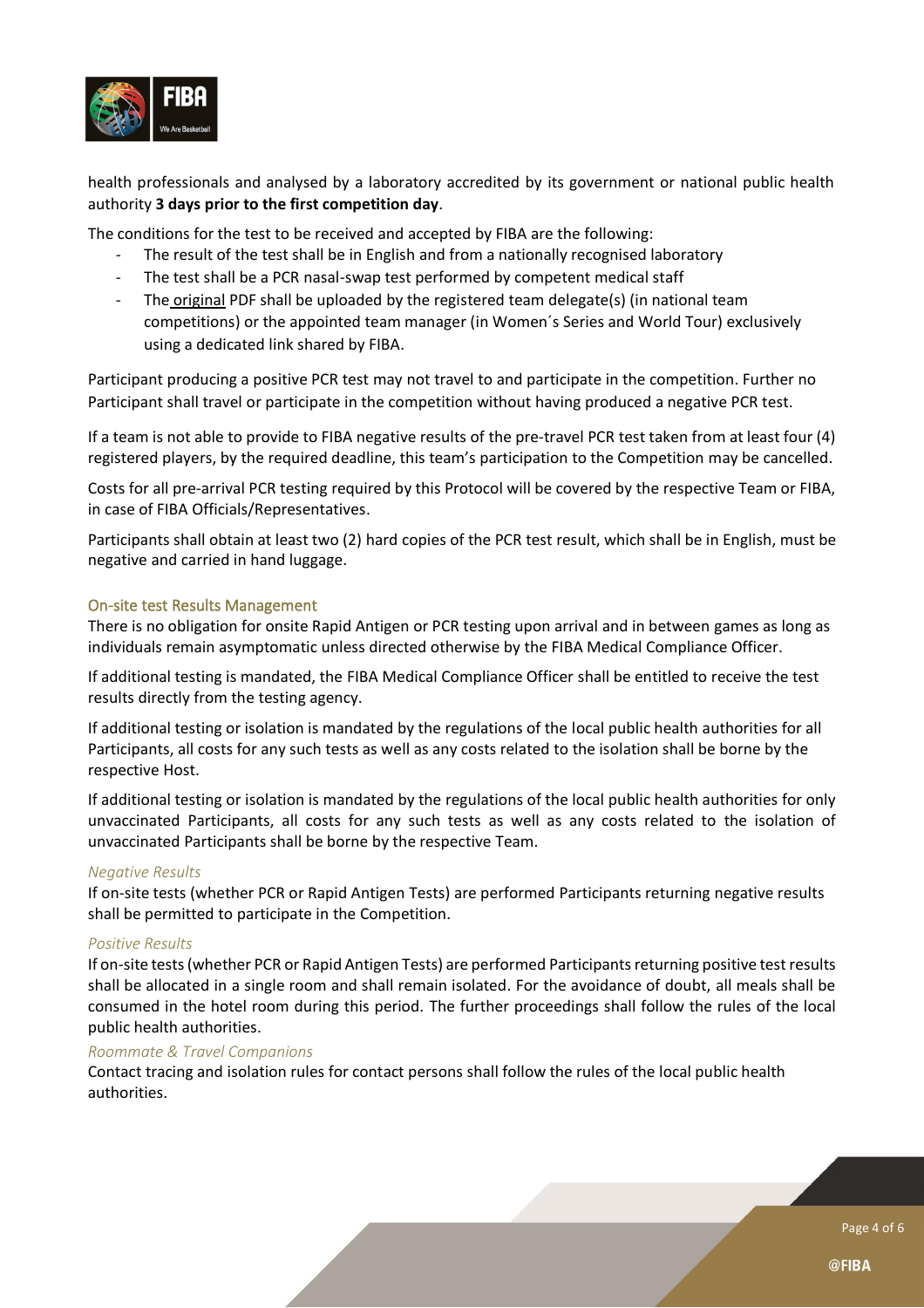health professionals and analysed by a laboratory accredited by its government or national public health authority **3 days prior to the first competition day**.

The conditions for the test to be received and accepted by FIBA are the following:

- The result of the test shall be in English and from a nationally recognised laboratory
- The test shall be a PCR nasal-swap test performed by competent medical staff
- The original PDF shall be uploaded by the registered team delegate(s) (in national team competitions) or the appointed team manager (in Women´s Series and World Tour) exclusively using a dedicated link shared by FIBA.

Participant producing a positive PCR test may not travel to and participate in the competition. Further no Participant shall travel or participate in the competition without having produced a negative PCR test.

If a team is not able to provide to FIBA negative results of the pre-travel PCR test taken from at least four (4) registered players, by the required deadline, this team's participation to the Competition may be cancelled.

Costs for all pre-arrival PCR testing required by this Protocol will be covered by the respective Team or FIBA, in case of FIBA Officials/Representatives.

Participants shall obtain at least two (2) hard copies of the PCR test result, which shall be in English, must be negative and carried in hand luggage.

## On-site test Results Management

There is no obligation for onsite Rapid Antigen or PCR testing upon arrival and in between games as long as individuals remain asymptomatic unless directed otherwise by the FIBA Medical Compliance Officer.

If additional testing is mandated, the FIBA Medical Compliance Officer shall be entitled to receive the test results directly from the testing agency.

If additional testing or isolation is mandated by the regulations of the local public health authorities for all Participants, all costs for any such tests as well as any costs related to the isolation shall be borne by the respective Host.

If additional testing or isolation is mandated by the regulations of the local public health authorities for only unvaccinated Participants, all costs for any such tests as well as any costs related to the isolation of unvaccinated Participants shall be borne by the respective Team.

### *Negative Results*

If on-site tests (whether PCR or Rapid Antigen Tests) are performed Participants returning negative results shall be permitted to participate in the Competition.

### *Positive Results*

If on-site tests (whether PCR or Rapid Antigen Tests) are performed Participants returning positive test results shall be allocated in a single room and shall remain isolated. For the avoidance of doubt, all meals shall be consumed in the hotel room during this period. The further proceedings shall follow the rules of the local public health authorities.

### *Roommate & Travel Companions*

Contact tracing and isolation rules for contact persons shall follow the rules of the local public health authorities.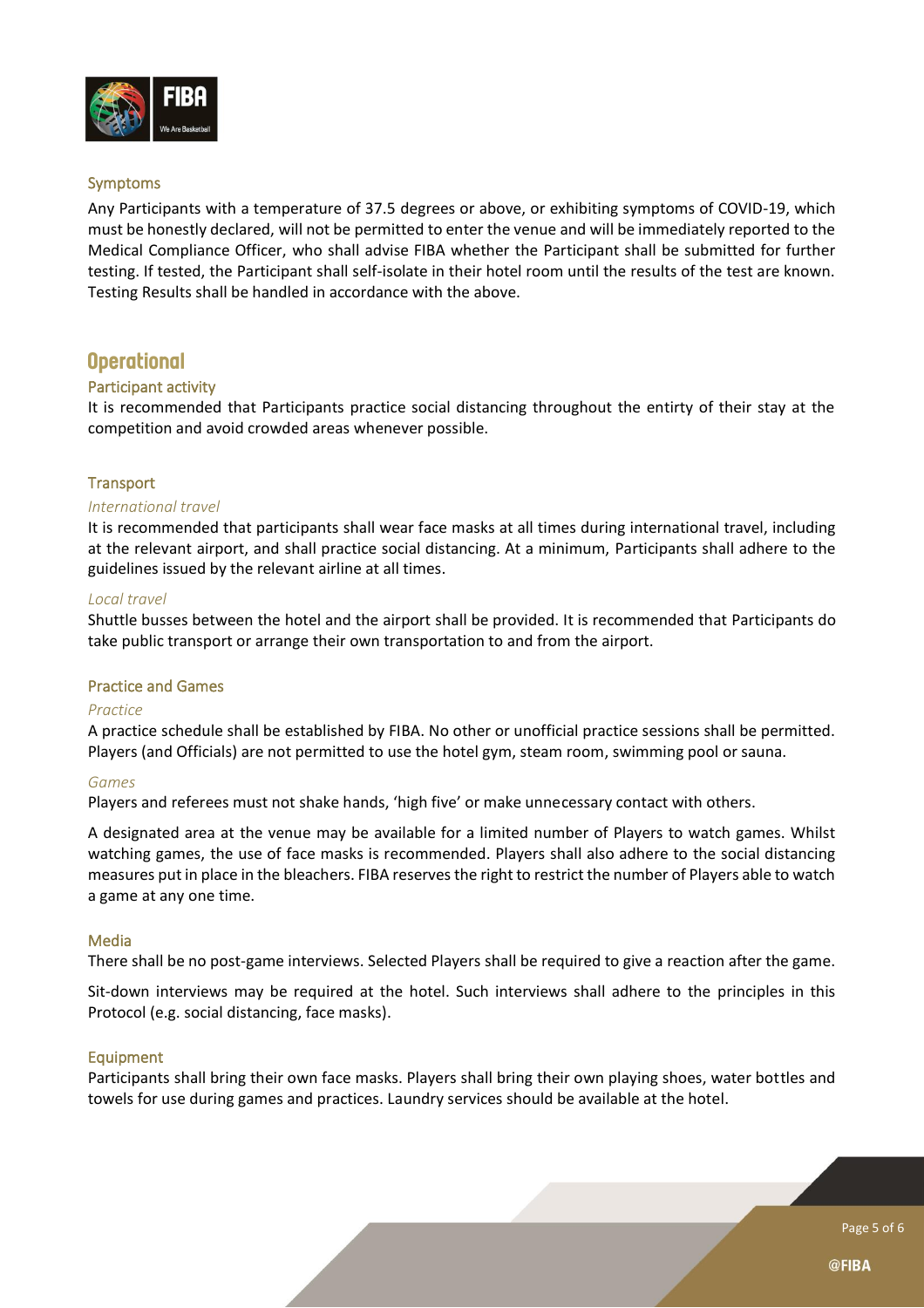### Symptoms

Any Participants with a temperature of 37.5 degrees or above, or exhibiting symptoms of COVID-19, which must be honestly declared, will not be permitted to enter the venue and will be immediately reported to the Medical Compliance Officer, who shall advise FIBA whether the Participant shall be submitted for further testing. If tested, the Participant shall self-isolate in their hotel room until the results of the test are known. Testing Results shall be handled in accordance with the above.

## Operational

### Participant activity

It is recommended that Participants practice social distancing throughout the entirty of their stay at the competition and avoid crowded areas whenever possible.

### Transport

*International travel*

It is recommended that participants shall wear face masks at all times during international travel, including at the relevant airport, and shall practice social distancing. At a minimum, Participants shall adhere to the guidelines issued by the relevant airline at all times.

*Local travel*

Shuttle busses between the hotel and the airport shall be provided. It is recommended that Participants do take public transport or arrange their own transportation to and from the airport.

### Practice and Games

*Practice*

A practice schedule shall be established by FIBA. No other or unofficial practice sessions shall be permitted. Players (and Officials) are not permitted to use the hotel gym, steam room, swimming pool or sauna.

*Games*

Players and referees must not shake hands, 'high five' or make unnecessary contact with others.

A designated area at the venue may be available for a limited number of Players to watch games. Whilst watching games, the use of face masks is recommended. Players shall also adhere to the social distancing measures put in place in the bleachers. FIBA reserves the right to restrict the number of Players able to watch a game at any one time.

### Media

There shall be no post-game interviews. Selected Players shall be required to give a reaction after the game.

Sit-down interviews may be required at the hotel. Such interviews shall adhere to the principles in this Protocol (e.g. social distancing, face masks).

### Equipment

Participants shall bring their own face masks. Players shall bring their own playing shoes, water bottles and towels for use during games and practices. Laundry services should be available at the hotel.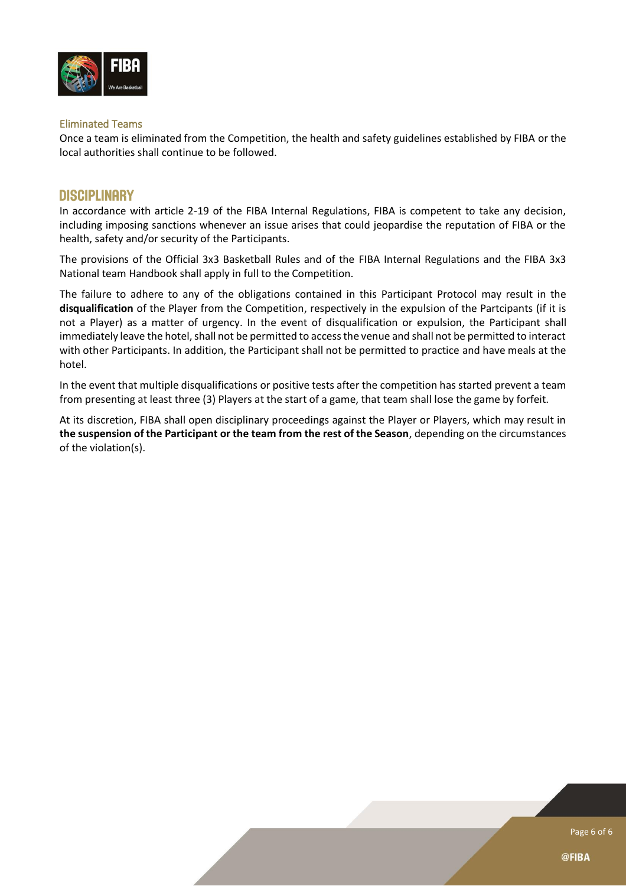### Eliminated Teams

Once a team is eliminated from the Competition, the health and safety guidelines established by FIBA or the local authorities shall continue to be followed.

## DISCIPLINARY

In accordance with article 2-19 of the FIBA Internal Regulations, FIBA is competent to take any decision, including imposing sanctions whenever an issue arises that could jeopardise the reputation of FIBA or the health, safety and/or security of the Participants.

The provisions of the Official 3x3 Basketball Rules and of the FIBA Internal Regulations and the FIBA 3x3 National team Handbook shall apply in full to the Competition.

The failure to adhere to any of the obligations contained in this Participant Protocol may result in the **disqualification** of the Player from the Competition, respectively in the expulsion of the Partcipants (if it is not a Player) as a matter of urgency. In the event of disqualification or expulsion, the Participant shall immediately leave the hotel, shall not be permitted to access the venue and shall not be permitted to interact with other Participants. In addition, the Participant shall not be permitted to practice and have meals at the hotel.

In the event that multiple disqualifications or positive tests after the competition has started prevent a team from presenting at least three (3) Players at the start of a game, that team shall lose the game by forfeit.

At its discretion, FIBA shall open disciplinary proceedings against the Player or Players, which may result in **the suspension of the Participant or the team from the rest of the Season**, depending on the circumstances of the violation(s).